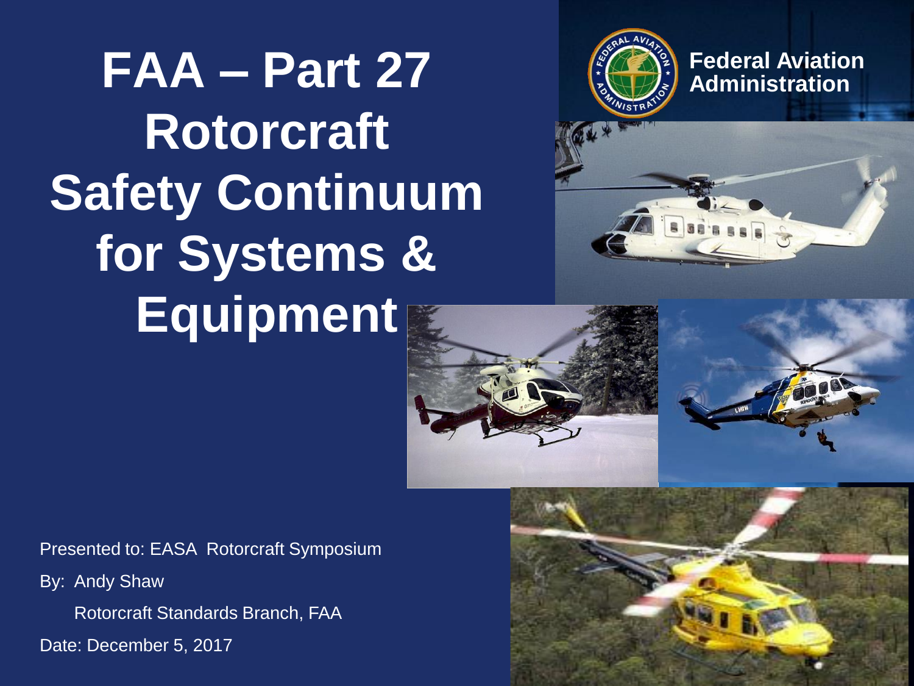# FAA – Part 27 Rotorcraft Safety Continuum for Systems & Equipment

Federal Aviation Administration

Presented to: EASA Rotorcraft Symposium

By: Andy Shaw

Rotorcraft Standards Branch, FAA

Date: December 5, 2017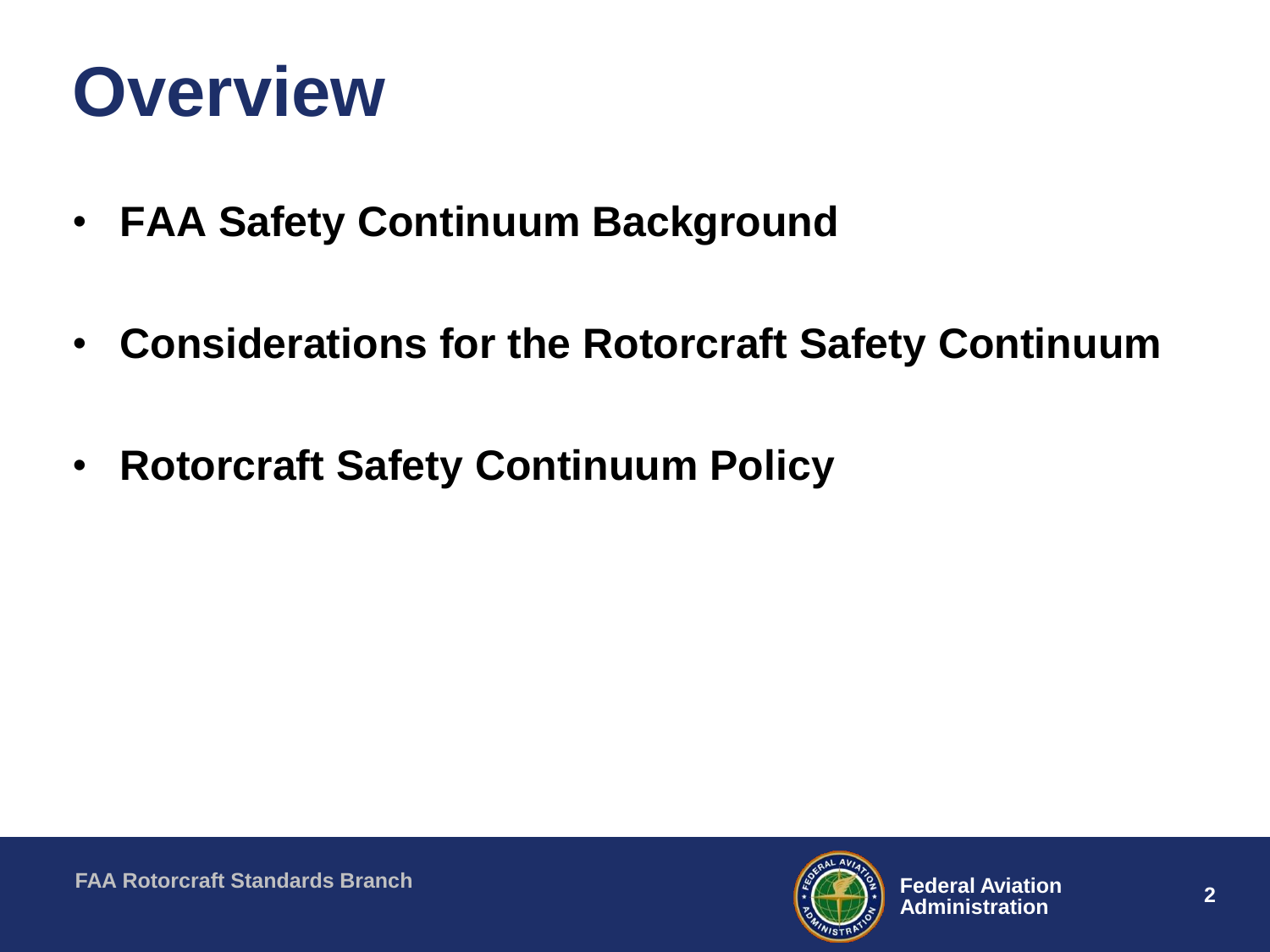# Overview

- **FAA Safety Continuum Background**
- **Considerations for the Rotorcraft Safety Continuum**
- **Rotorcraft Safety Continuum Policy**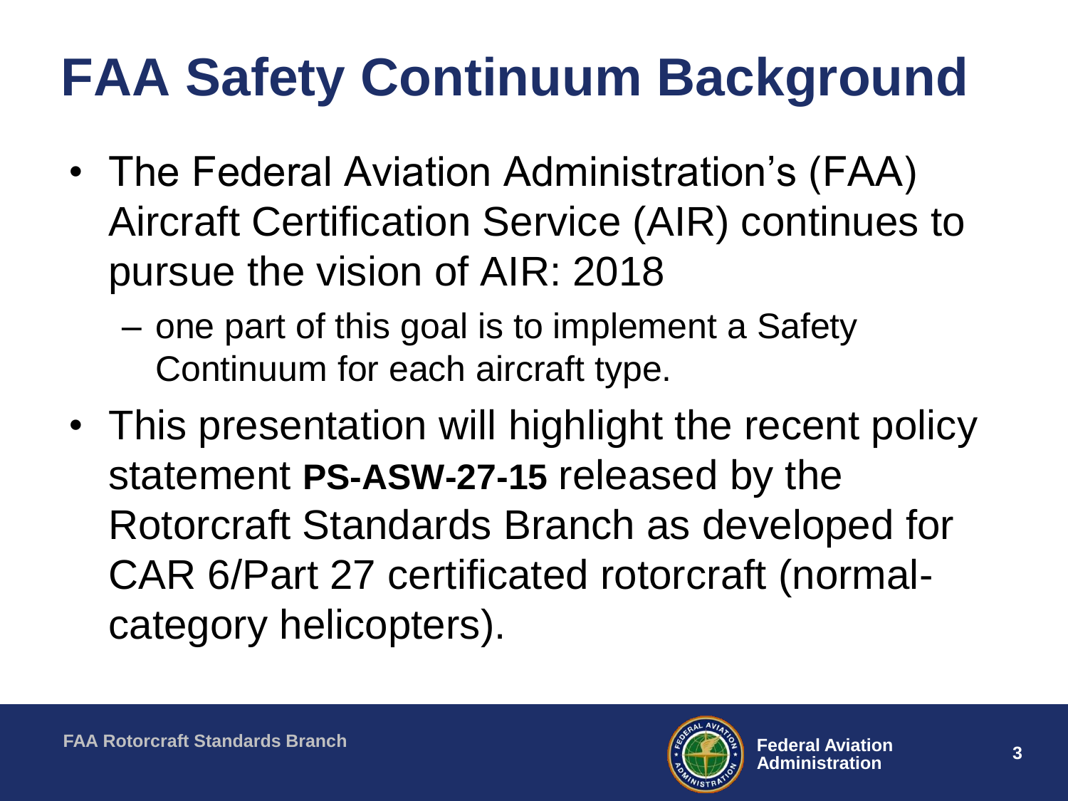# FAA Safety Continuum Background

- The Federal Aviation Administration's (FAA) Aircraft Certification Service (AIR) continues to pursue the vision of AIR: 2018
  - one part of this goal is to implement a Safety Continuum for each aircraft type.
- This presentation will highlight the recent policy statement **PS-ASW-27-15** released by the Rotorcraft Standards Branch as developed for CAR 6/Part 27 certificated rotorcraft (normal-category helicopters).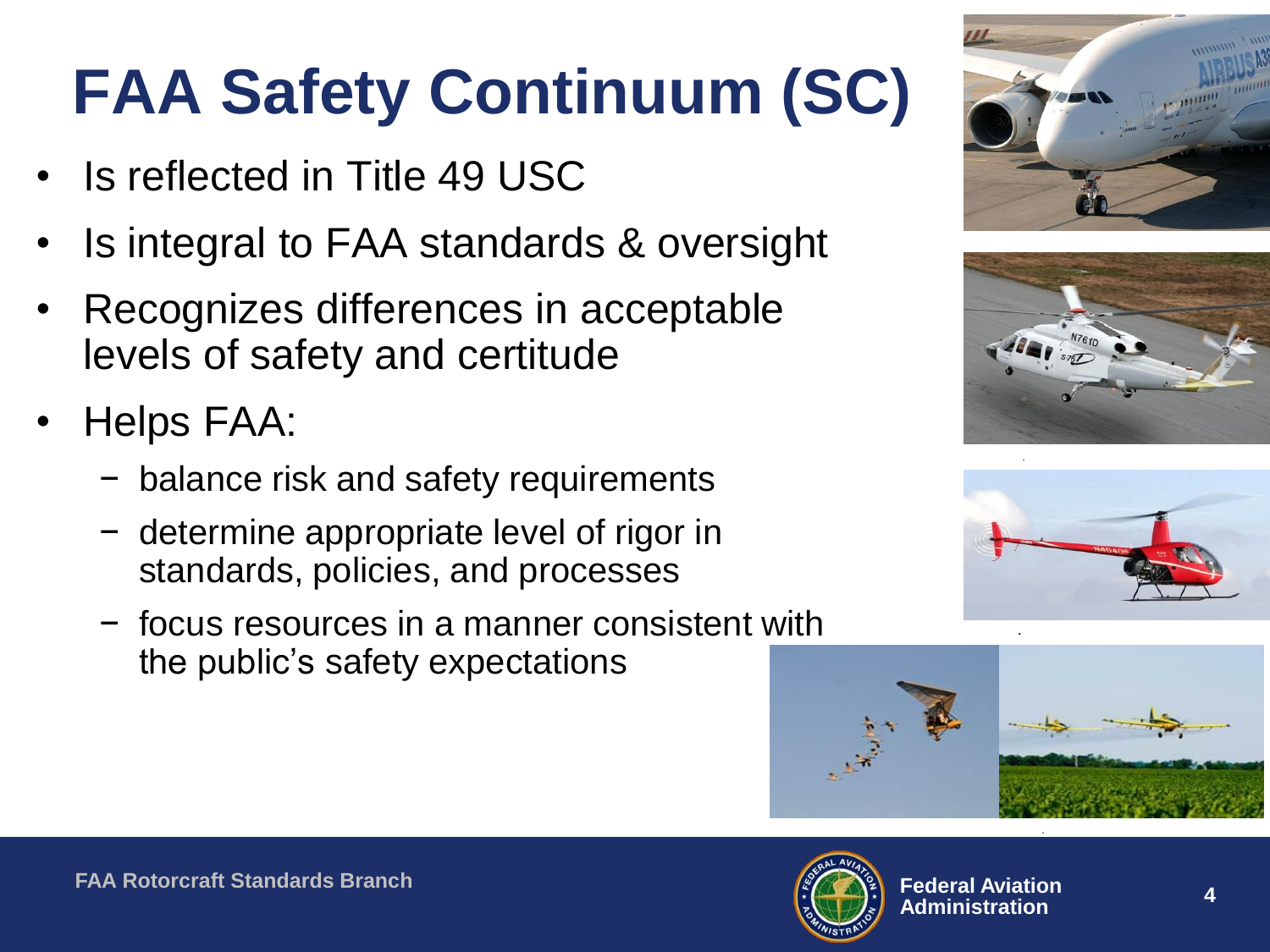# FAA Safety Continuum (SC)

- Is reflected in Title 49 USC
- Is integral to FAA standards & oversight
- Recognizes differences in acceptable levels of safety and certitude
- Helps FAA:
  - balance risk and safety requirements
  - determine appropriate level of rigor in standards, policies, and processes
  - focus resources in a manner consistent with the public's safety expectations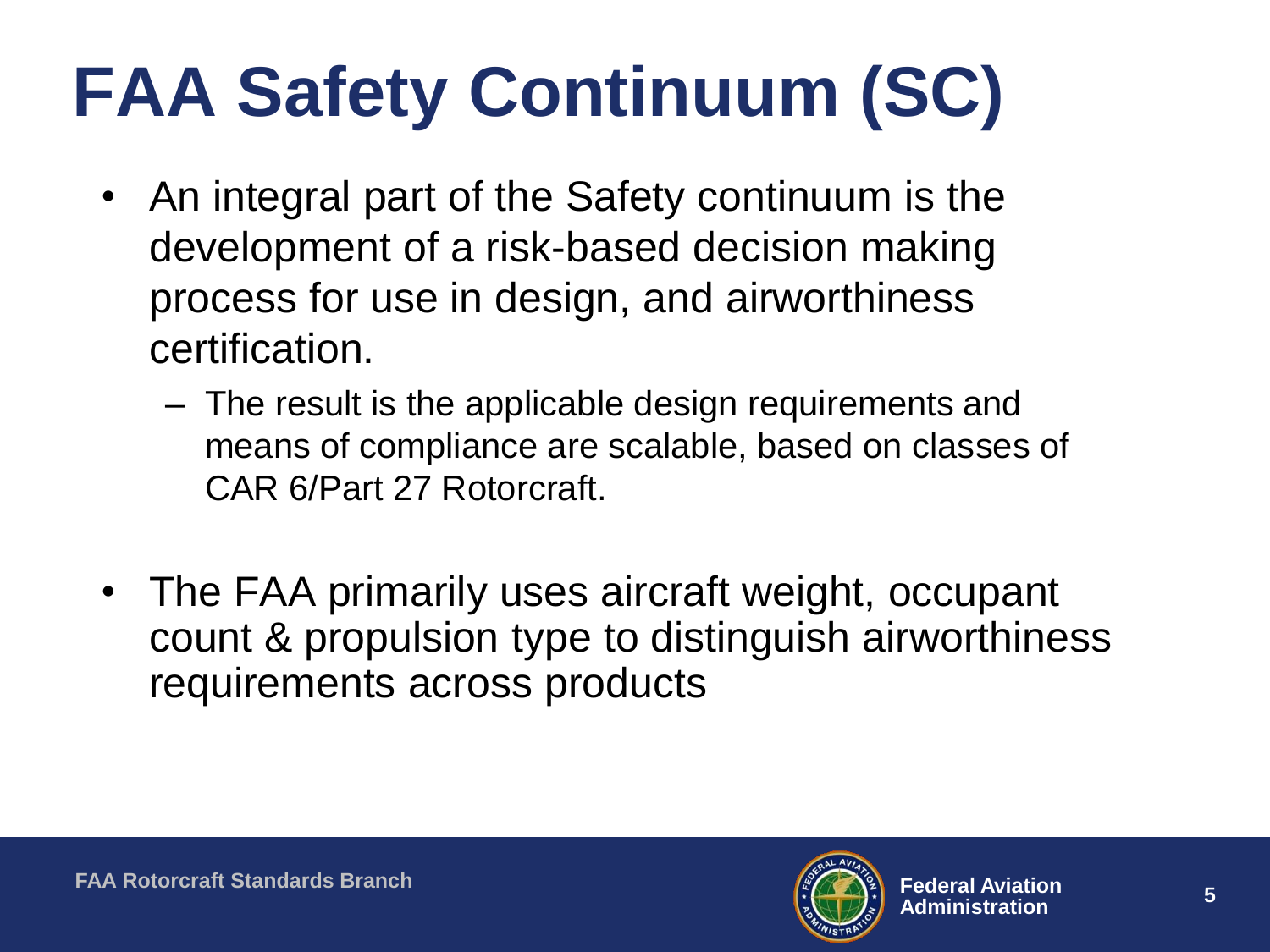# FAA Safety Continuum (SC)

- An integral part of the Safety continuum is the development of a risk-based decision making process for use in design, and airworthiness certification.
  - The result is the applicable design requirements and means of compliance are scalable, based on classes of CAR 6/Part 27 Rotorcraft.
- The FAA primarily uses aircraft weight, occupant count & propulsion type to distinguish airworthiness requirements across products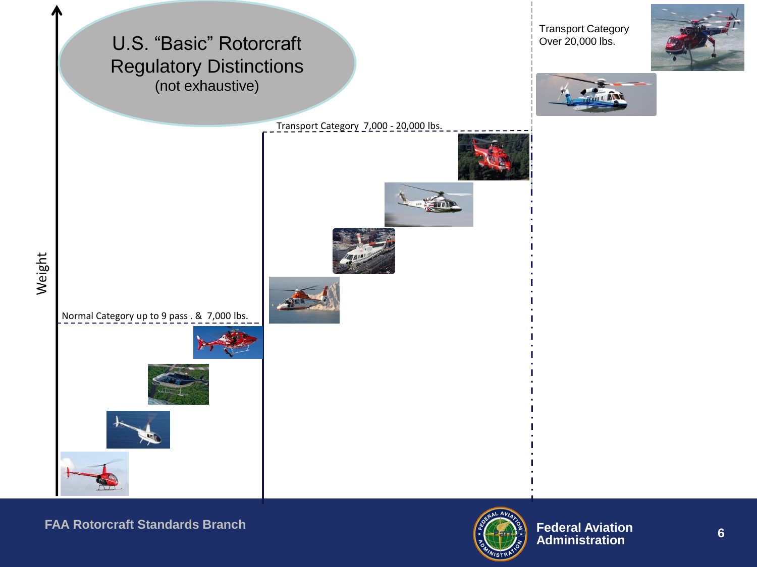# U.S. "Basic" Rotorcraft Regulatory Distinctions

(not exhaustive)

Transport Category Over 20,000 lbs.

Transport Category 7,000 - 20,000 lbs.

Normal Category up to 9 pass . & 7,000 lbs.

Weight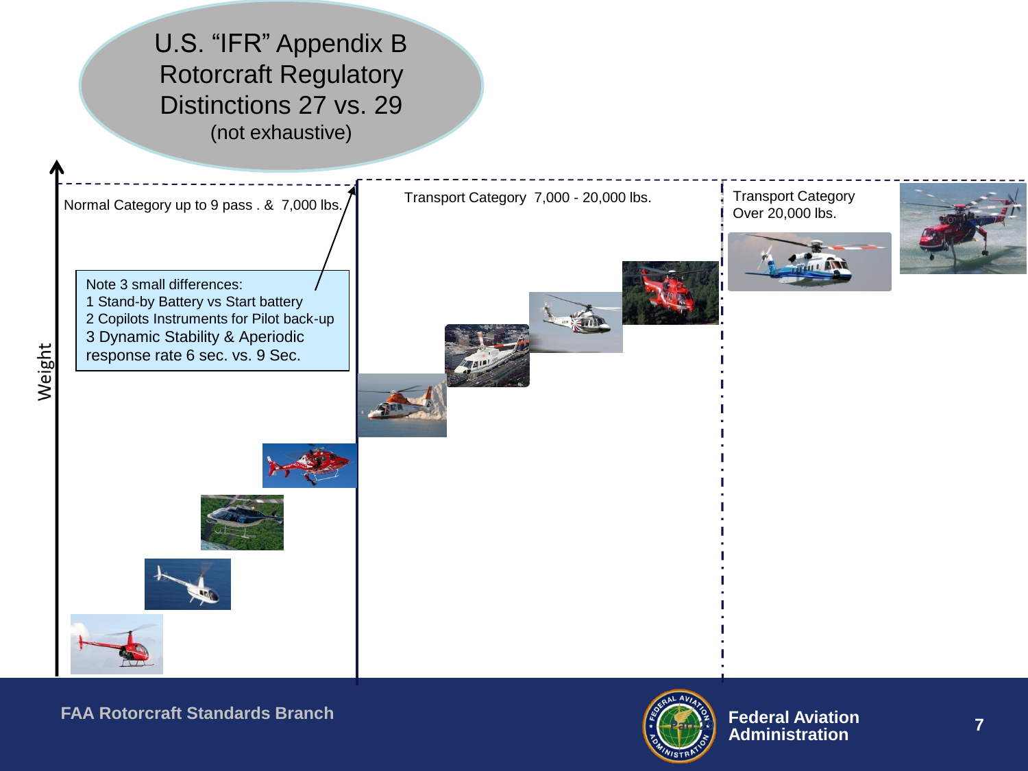# U.S. “IFR” Appendix B Rotorcraft Regulatory Distinctions 27 vs. 29

(not exhaustive)

Weight

Normal Category up to 9 pass . & 7,000 lbs.

Note 3 small differences:
1 Stand-by Battery vs Start battery
2 Copilots Instruments for Pilot back-up
3 Dynamic Stability & Aperiodic response rate 6 sec. vs. 9 Sec.

Transport Category 7,000 - 20,000 lbs.

Transport Category
Over 20,000 lbs.

FAA Rotorcraft Standards Branch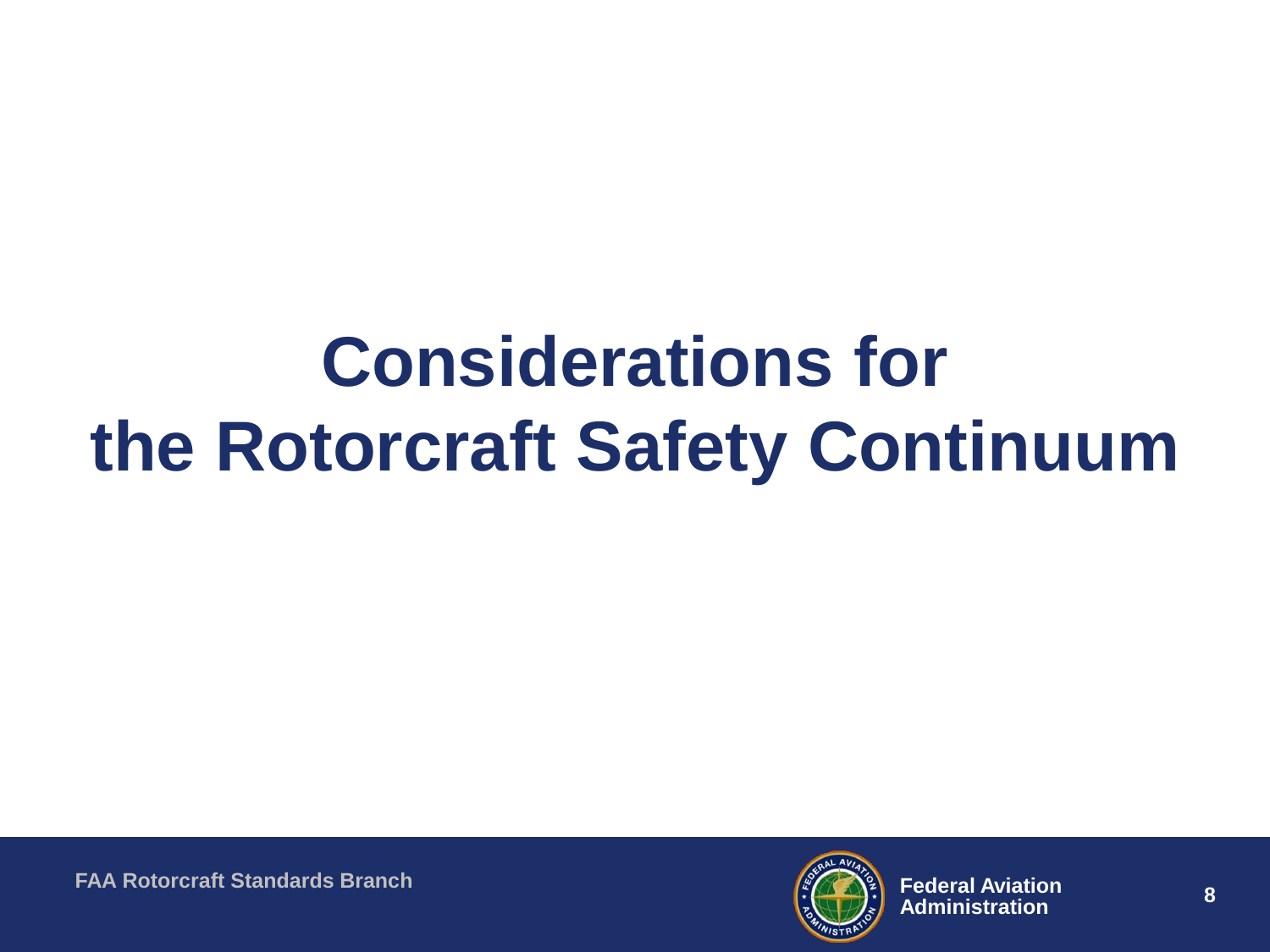# Considerations for the Rotorcraft Safety Continuum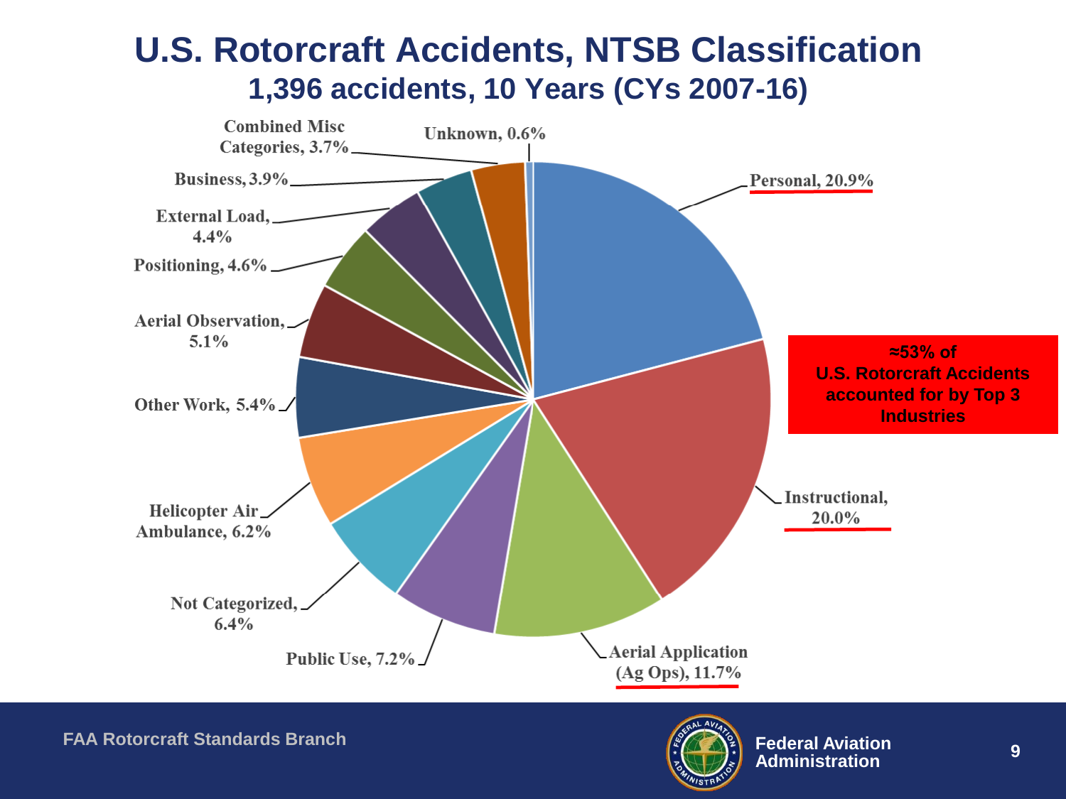# U.S. Rotorcraft Accidents, NTSB Classification

## 1,396 accidents, 10 Years (CYs 2007-16)

| Category | Percentage |
| --- | --- |
| Personal | 20.9% |
| Instructional | 20.0% |
| Aerial Application (Ag Ops) | 11.7% |
| Public Use | 7.2% |
| Not Categorized | 6.4% |
| Helicopter Air Ambulance | 6.2% |
| Other Work | 5.4% |
| Aerial Observation | 5.1% |
| Positioning | 4.6% |
| External Load | 4.4% |
| Business | 3.9% |
| Combined Misc Categories | 3.7% |
| Unknown | 0.6% |

**≈53% of U.S. Rotorcraft Accidents accounted for by Top 3 Industries**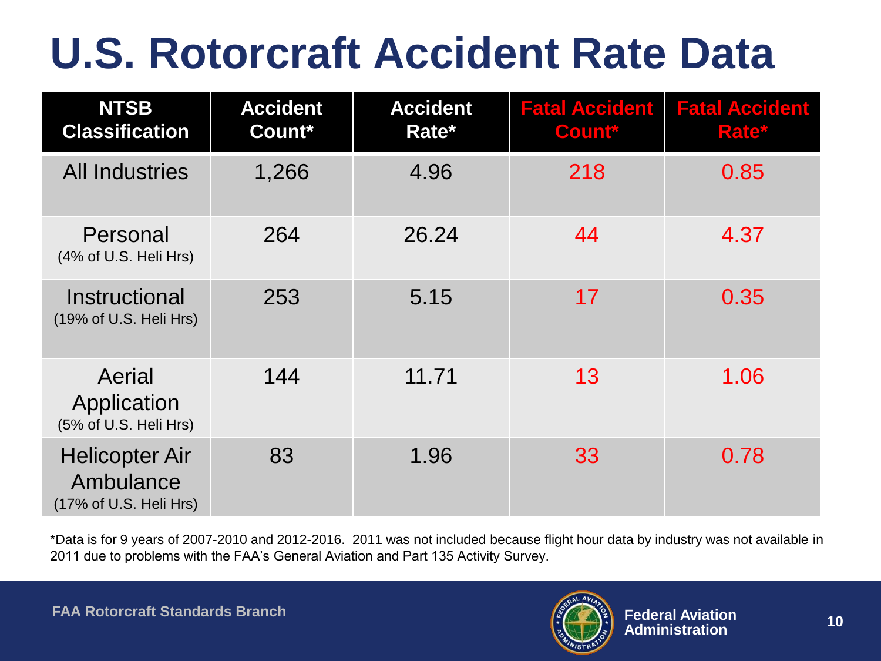# U.S. Rotorcraft Accident Rate Data

| NTSB Classification | Accident Count* | Accident Rate* | Fatal Accident Count* | Fatal Accident Rate* |
|---|---|---|---|---|
| All Industries | 1,266 | 4.96 | 218 | 0.85 |
| Personal (4% of U.S. Heli Hrs) | 264 | 26.24 | 44 | 4.37 |
| Instructional (19% of U.S. Heli Hrs) | 253 | 5.15 | 17 | 0.35 |
| Aerial Application (5% of U.S. Heli Hrs) | 144 | 11.71 | 13 | 1.06 |
| Helicopter Air Ambulance (17% of U.S. Heli Hrs) | 83 | 1.96 | 33 | 0.78 |

*Data is for 9 years of 2007-2010 and 2012-2016. 2011 was not included because flight hour data by industry was not available in 2011 due to problems with the FAA's General Aviation and Part 135 Activity Survey.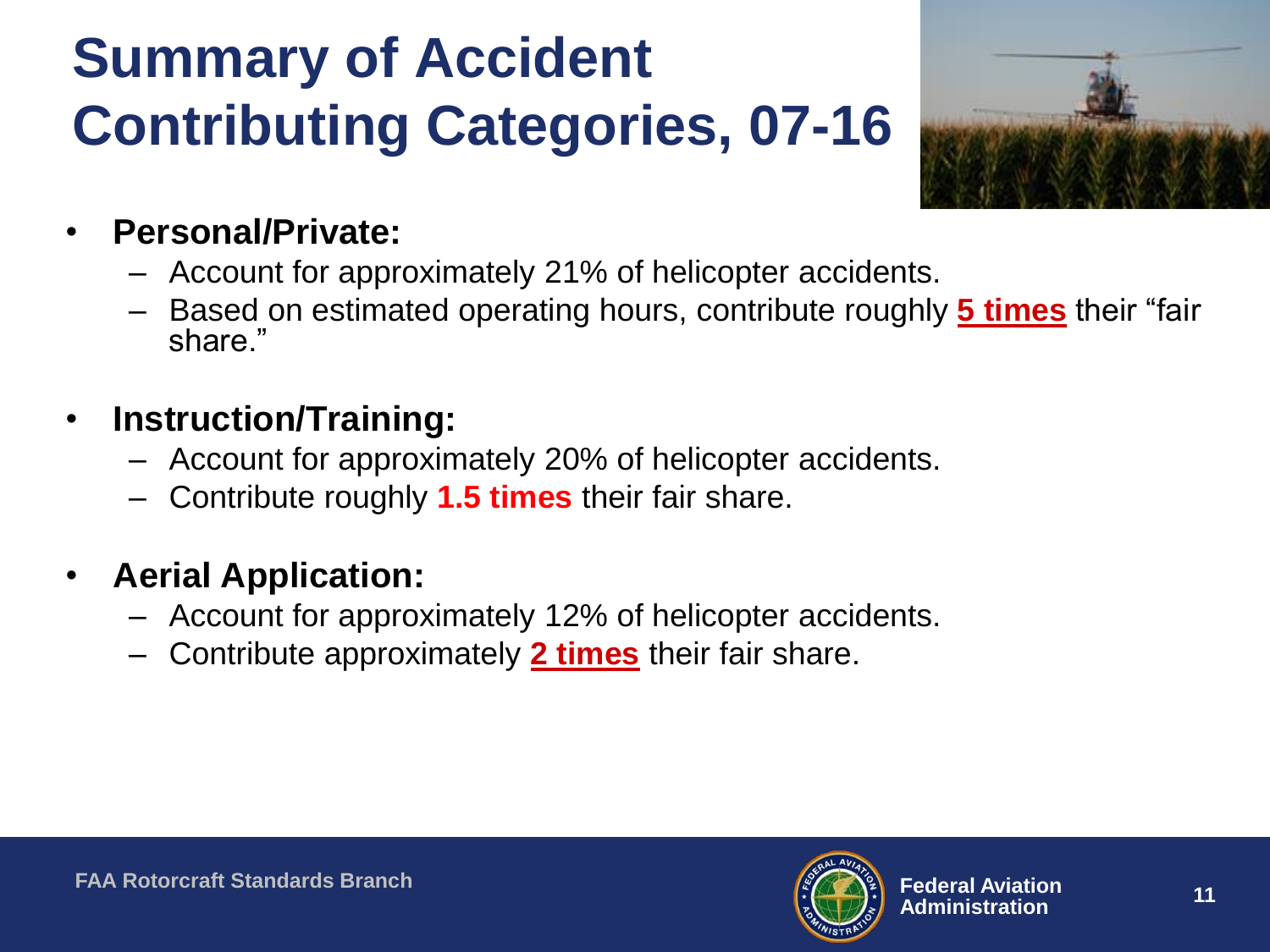# Summary of Accident Contributing Categories, 07-16

- **Personal/Private:**
  - Account for approximately 21% of helicopter accidents.
  - Based on estimated operating hours, contribute roughly **5 times** their "fair share."
- **Instruction/Training:**
  - Account for approximately 20% of helicopter accidents.
  - Contribute roughly **1.5 times** their fair share.
- **Aerial Application:**
  - Account for approximately 12% of helicopter accidents.
  - Contribute approximately **2 times** their fair share.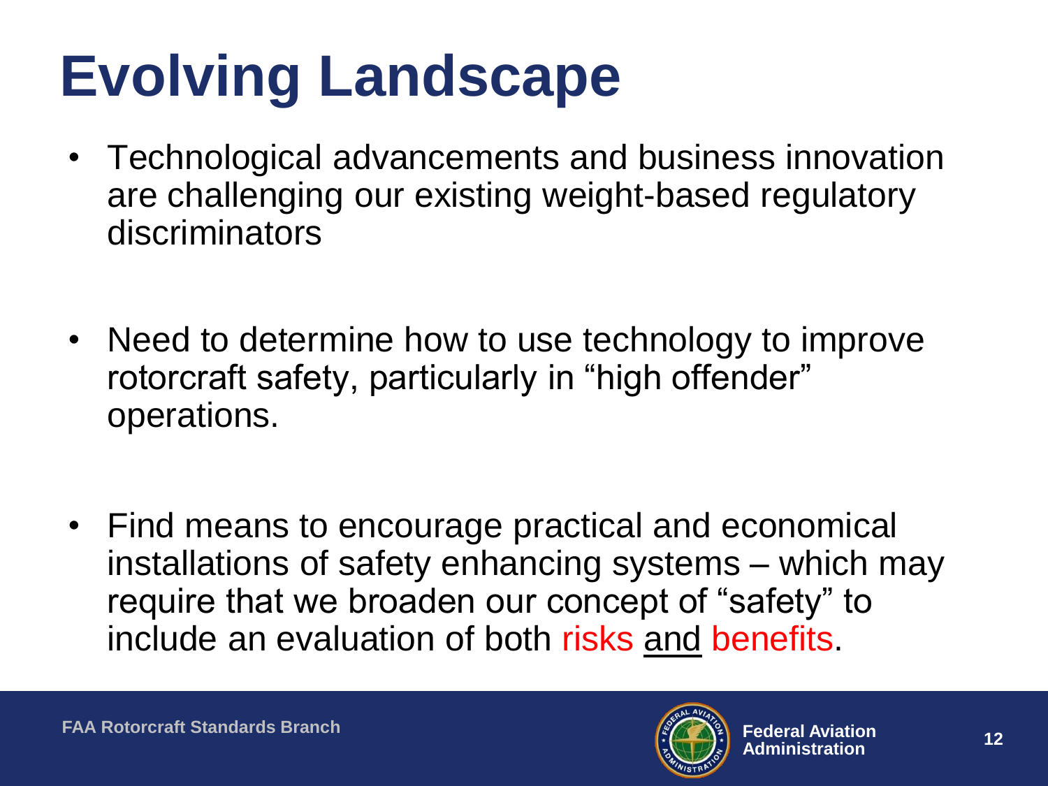# Evolving Landscape

- Technological advancements and business innovation are challenging our existing weight-based regulatory discriminators

- Need to determine how to use technology to improve rotorcraft safety, particularly in "high offender" operations.

- Find means to encourage practical and economical installations of safety enhancing systems – which may require that we broaden our concept of "safety" to include an evaluation of both risks and benefits.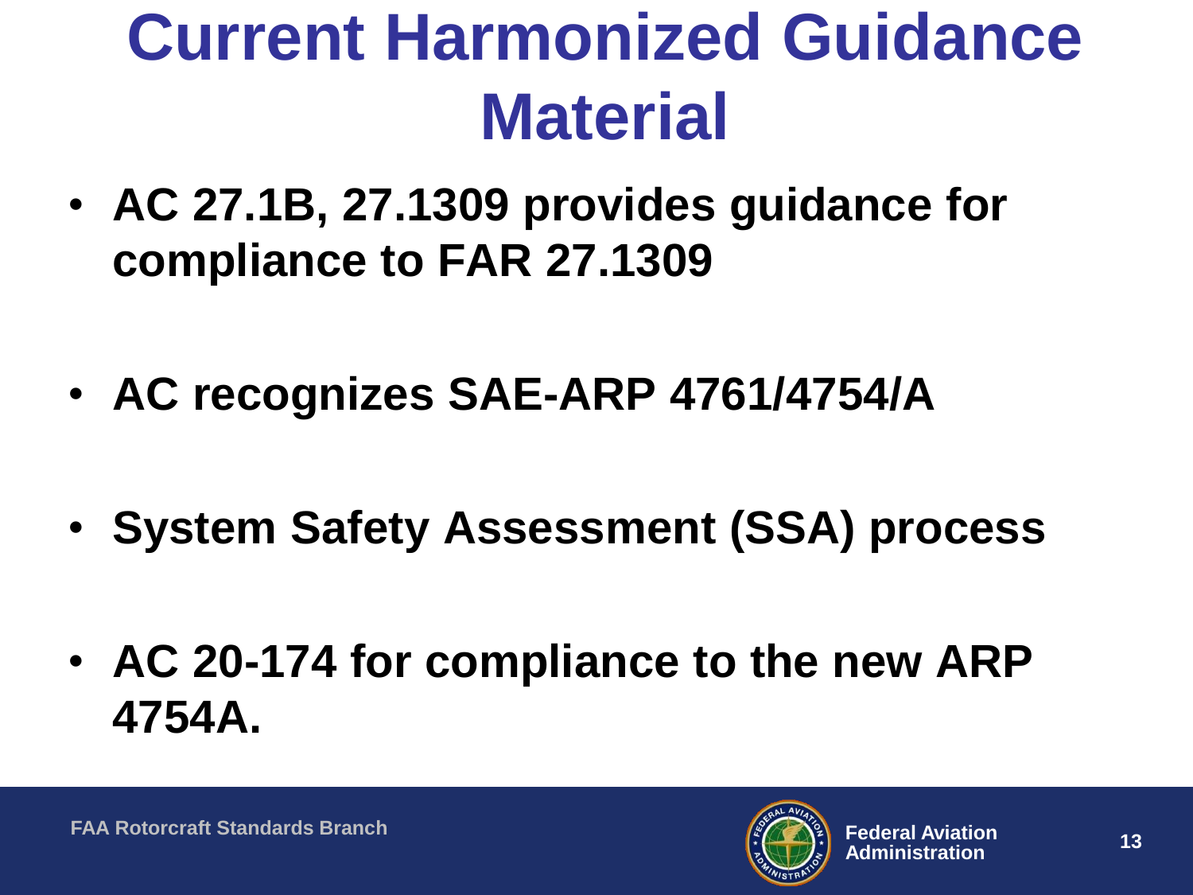# Current Harmonized Guidance Material

- **AC 27.1B, 27.1309 provides guidance for compliance to FAR 27.1309**
- **AC recognizes SAE-ARP 4761/4754/A**
- **System Safety Assessment (SSA) process**
- **AC 20-174 for compliance to the new ARP 4754A.**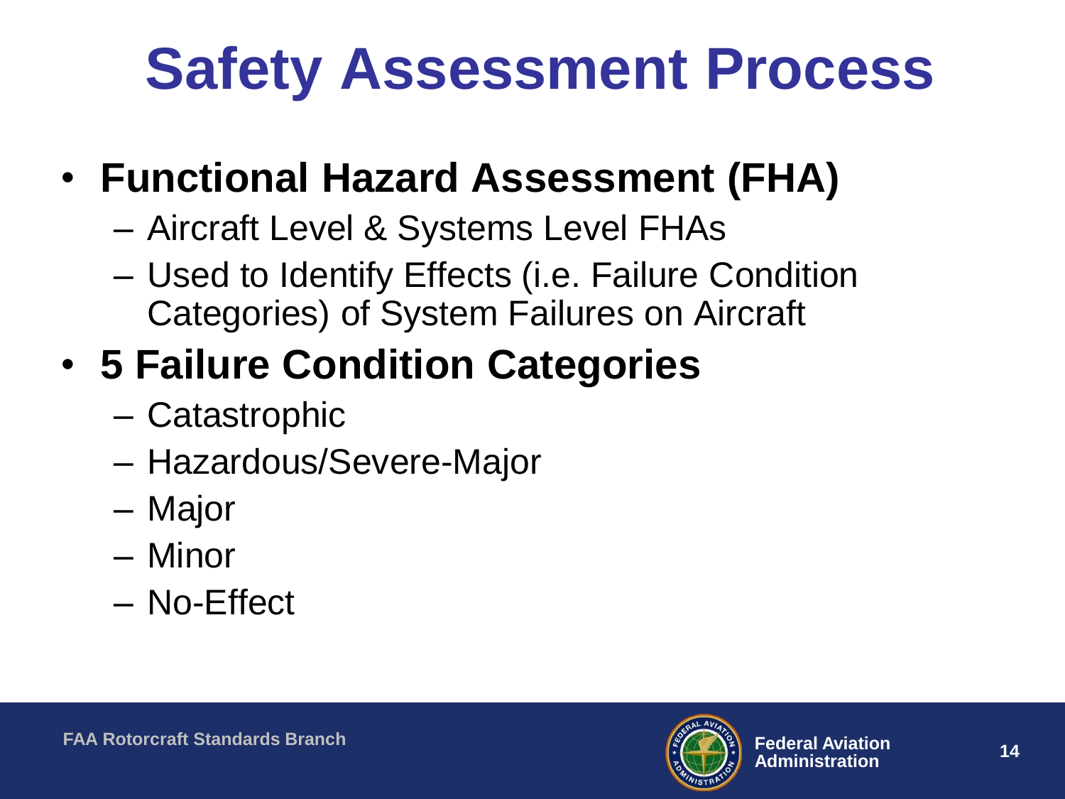# Safety Assessment Process

- **Functional Hazard Assessment (FHA)**
  - Aircraft Level & Systems Level FHAs
  - Used to Identify Effects (i.e. Failure Condition Categories) of System Failures on Aircraft
- **5 Failure Condition Categories**
  - Catastrophic
  - Hazardous/Severe-Major
  - Major
  - Minor
  - No-Effect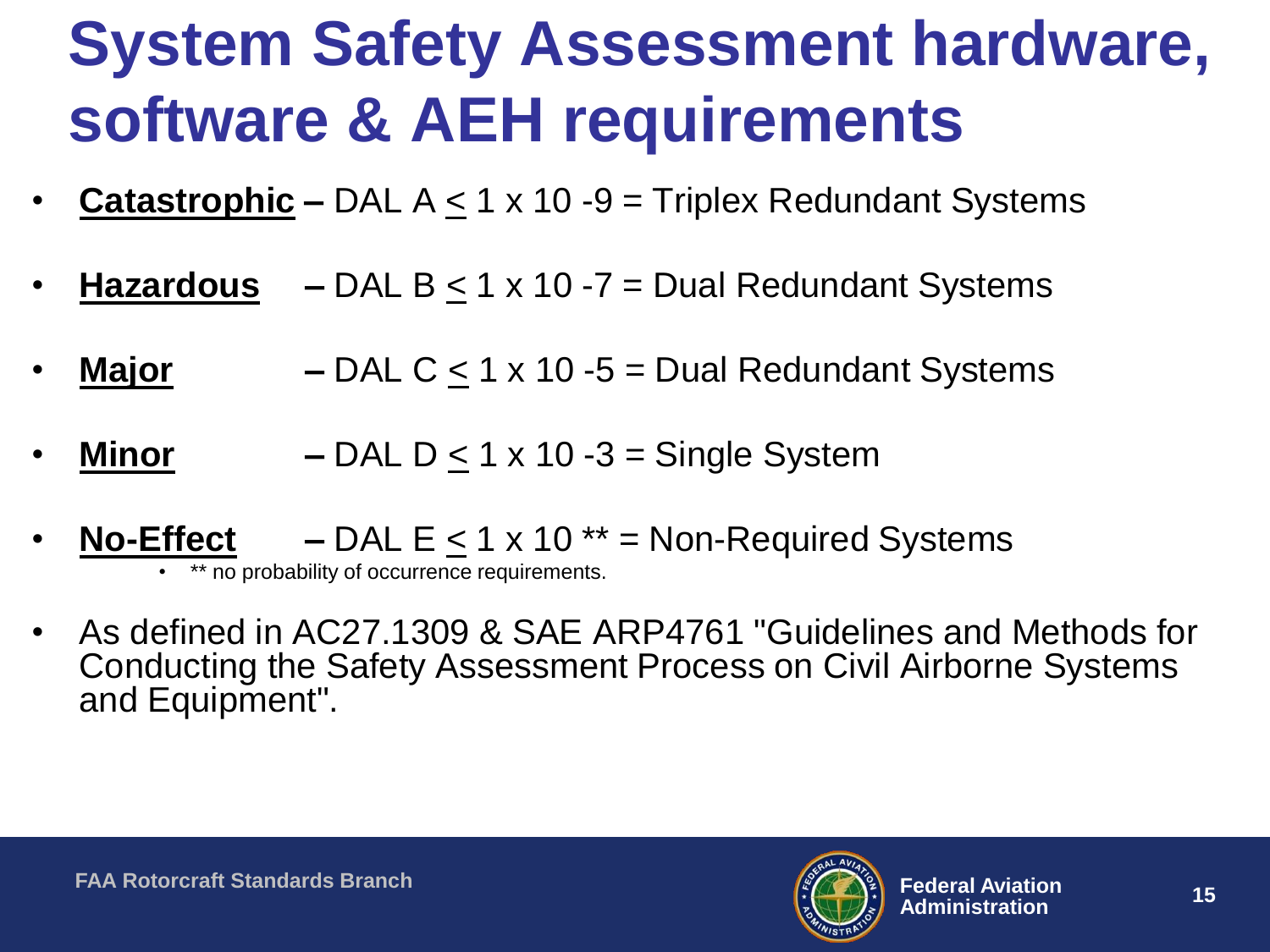# System Safety Assessment hardware, software & AEH requirements

- **Catastrophic** – DAL A $\leq 1 \times 10^{-9}$ = Triplex Redundant Systems
- **Hazardous** – DAL B $\leq 1 \times 10^{-7}$ = Dual Redundant Systems
- **Major** – DAL C $\leq 1 \times 10^{-5}$ = Dual Redundant Systems
- **Minor** – DAL D $\leq 1 \times 10^{-3}$ = Single System
- **No-Effect** – DAL E $\leq 1 \times 10$ ** = Non-Required Systems
  - ** no probability of occurrence requirements.
- As defined in AC27.1309 & SAE ARP4761 "Guidelines and Methods for Conducting the Safety Assessment Process on Civil Airborne Systems and Equipment".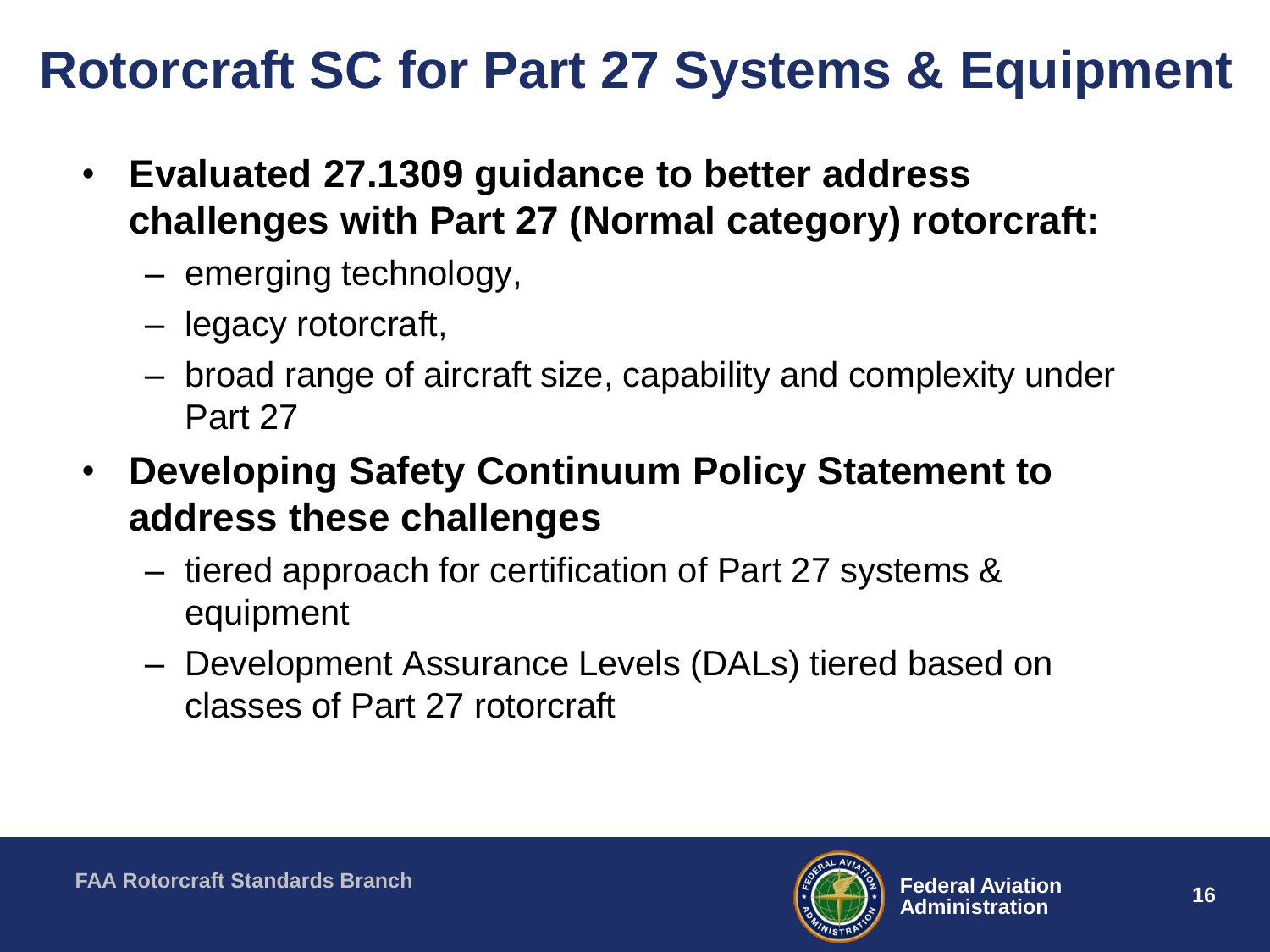# Rotorcraft SC for Part 27 Systems & Equipment

- **Evaluated 27.1309 guidance to better address challenges with Part 27 (Normal category) rotorcraft:**
  - emerging technology,
  - legacy rotorcraft,
  - broad range of aircraft size, capability and complexity under Part 27
- **Developing Safety Continuum Policy Statement to address these challenges**
  - tiered approach for certification of Part 27 systems & equipment
  - Development Assurance Levels (DALs) tiered based on classes of Part 27 rotorcraft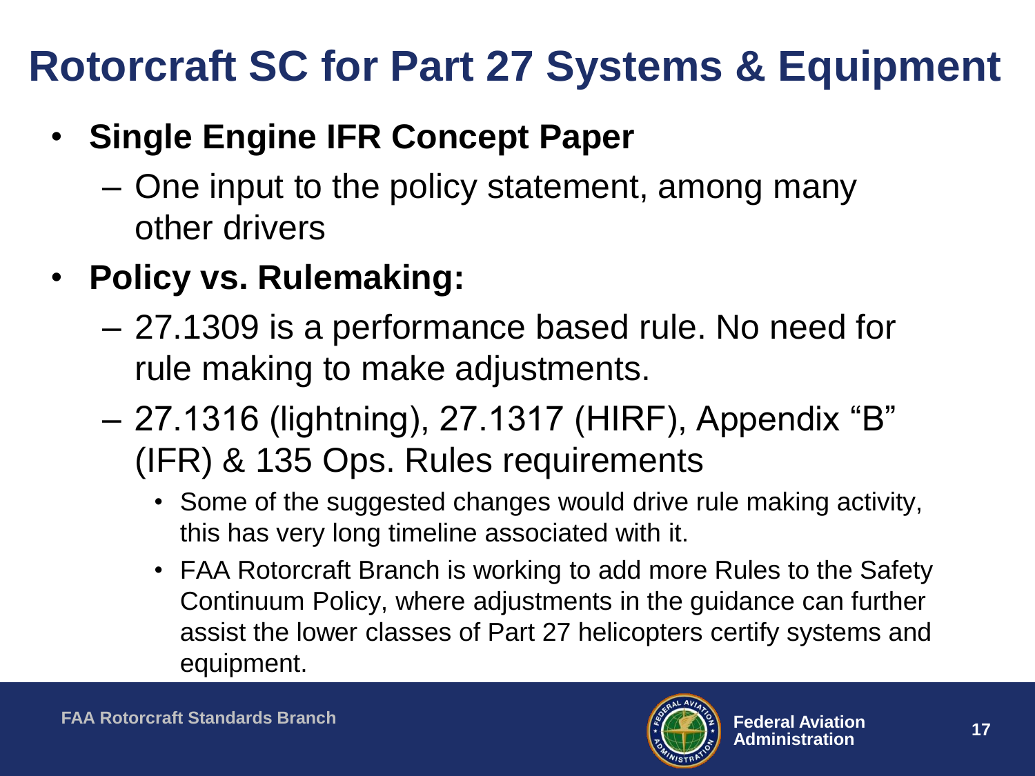# Rotorcraft SC for Part 27 Systems & Equipment

- **Single Engine IFR Concept Paper**
  - One input to the policy statement, among many other drivers
- **Policy vs. Rulemaking:**
  - 27.1309 is a performance based rule. No need for rule making to make adjustments.
  - 27.1316 (lightning), 27.1317 (HIRF), Appendix "B" (IFR) & 135 Ops. Rules requirements
    - Some of the suggested changes would drive rule making activity, this has very long timeline associated with it.
    - FAA Rotorcraft Branch is working to add more Rules to the Safety Continuum Policy, where adjustments in the guidance can further assist the lower classes of Part 27 helicopters certify systems and equipment.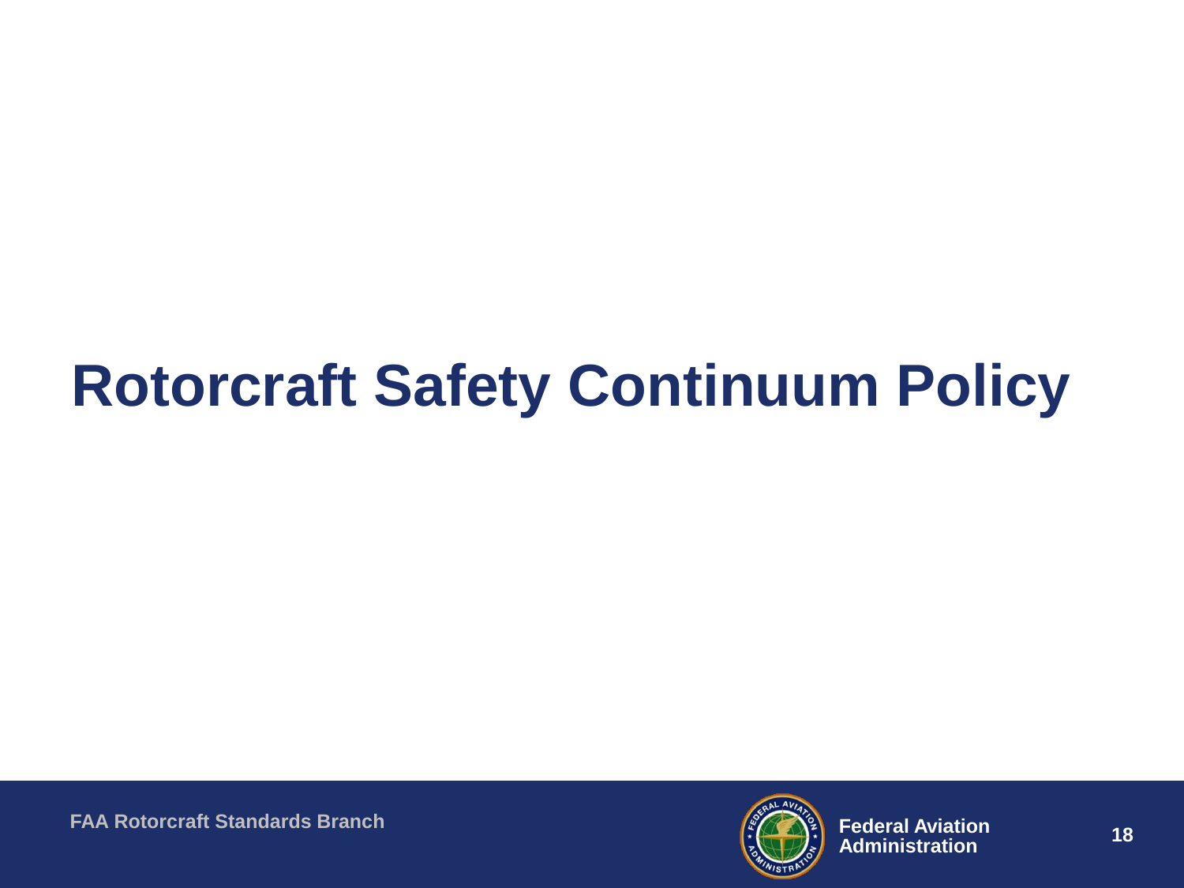# Rotorcraft Safety Continuum Policy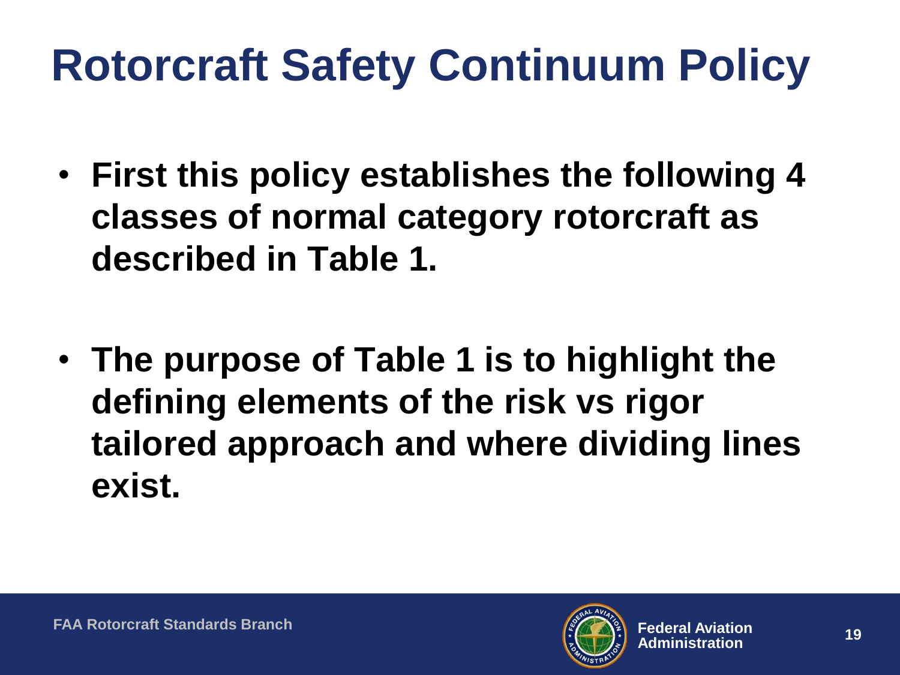# Rotorcraft Safety Continuum Policy

- **First this policy establishes the following 4 classes of normal category rotorcraft as described in Table 1.**

- **The purpose of Table 1 is to highlight the defining elements of the risk vs rigor tailored approach and where dividing lines exist.**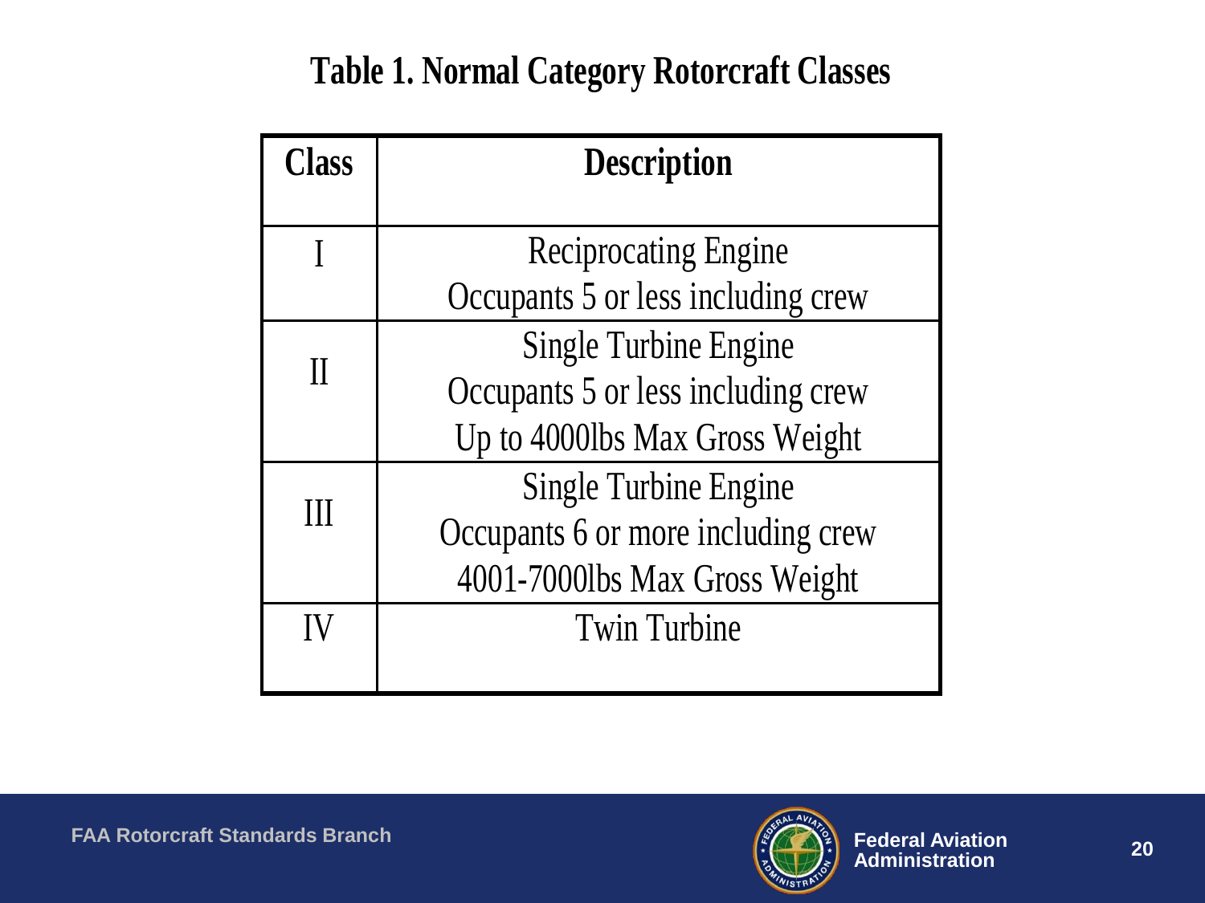# Table 1. Normal Category Rotorcraft Classes

| Class | Description |
| --- | --- |
| I | Reciprocating Engine<br>Occupants 5 or less including crew |
| II | Single Turbine Engine<br>Occupants 5 or less including crew<br>Up to 4000lbs Max Gross Weight |
| III | Single Turbine Engine<br>Occupants 6 or more including crew<br>4001-7000lbs Max Gross Weight |
| IV | Twin Turbine |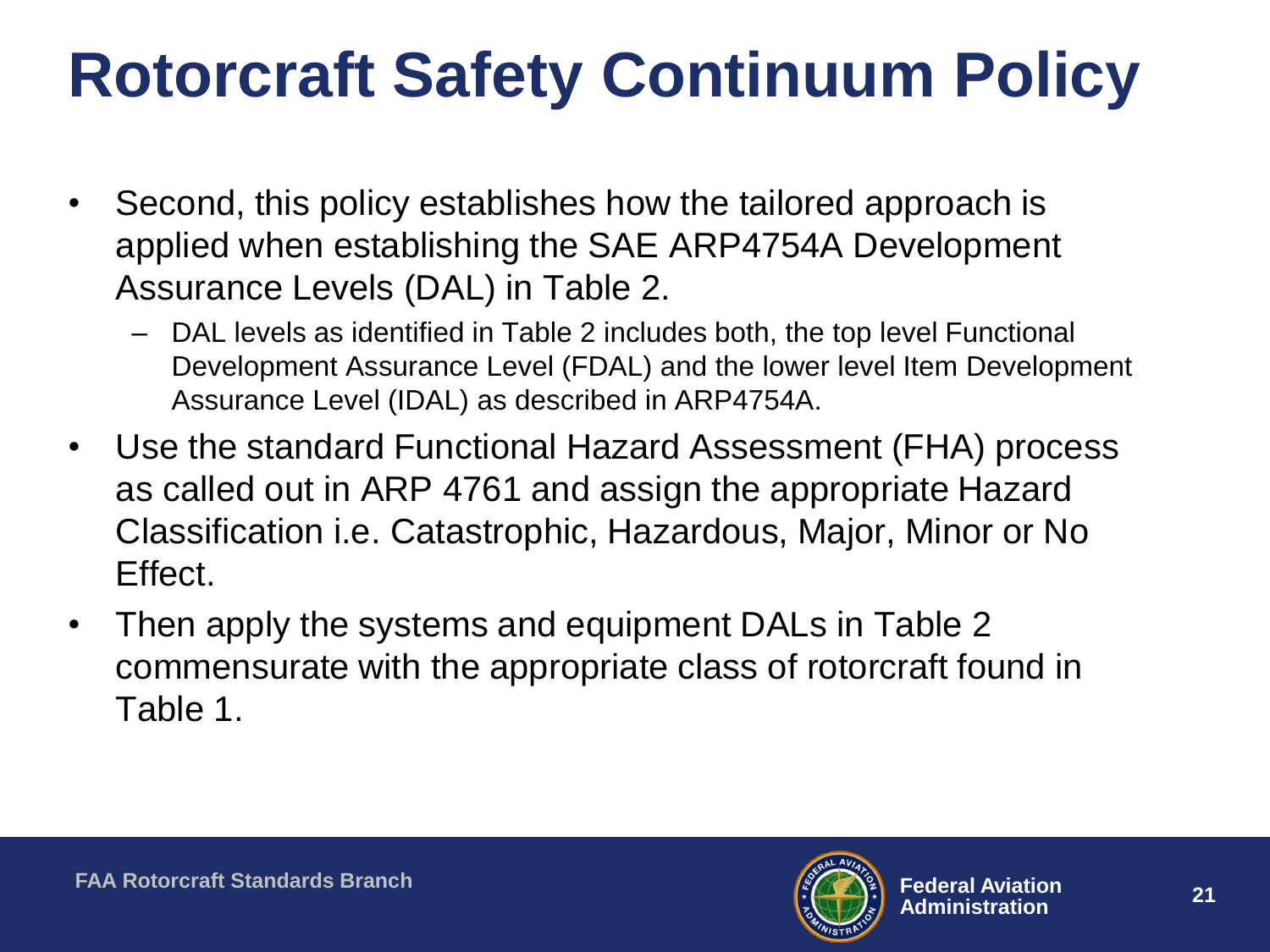# Rotorcraft Safety Continuum Policy

- Second, this policy establishes how the tailored approach is applied when establishing the SAE ARP4754A Development Assurance Levels (DAL) in Table 2.
  - DAL levels as identified in Table 2 includes both, the top level Functional Development Assurance Level (FDAL) and the lower level Item Development Assurance Level (IDAL) as described in ARP4754A.
- Use the standard Functional Hazard Assessment (FHA) process as called out in ARP 4761 and assign the appropriate Hazard Classification i.e. Catastrophic, Hazardous, Major, Minor or No Effect.
- Then apply the systems and equipment DALs in Table 2 commensurate with the appropriate class of rotorcraft found in Table 1.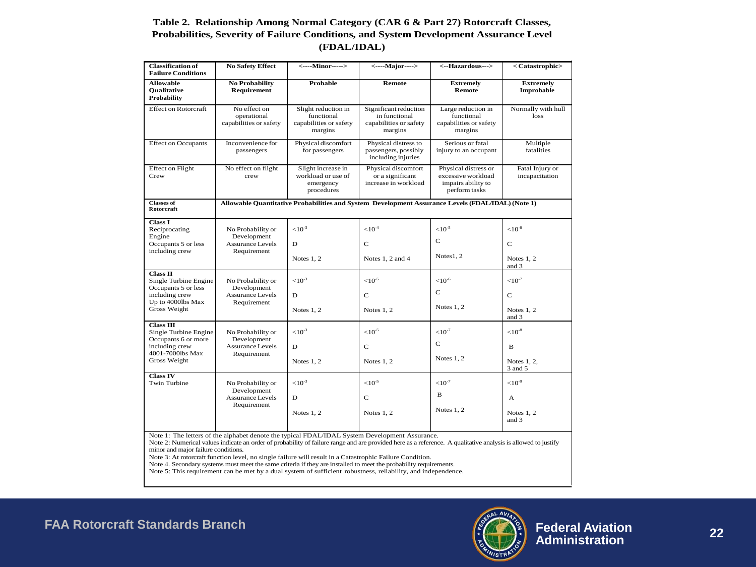**Table 2. Relationship Among Normal Category (CAR 6 & Part 27) Rotorcraft Classes, Probabilities, Severity of Failure Conditions, and System Development Assurance Level (FDAL/IDAL)**

| **Classification of Failure Conditions** | **No Safety Effect** | **<----Minor----->** | **<----Major---->** | **<--Hazardous--->** | **< Catastrophic>** |
|---|---|---|---|---|---|
| **Allowable Qualitative Probability** | **No Probability Requirement** | **Probable** | **Remote** | **Extremely Remote** | **Extremely Improbable** |
| Effect on Rotorcraft | No effect on operational capabilities or safety | Slight reduction in functional capabilities or safety margins | Significant reduction in functional capabilities or safety margins | Large reduction in functional capabilities or safety margins | Normally with hull loss |
| Effect on Occupants | Inconvenience for passengers | Physical discomfort for passengers | Physical distress to passengers, possibly including injuries | Serious or fatal injury to an occupant | Multiple fatalities |
| Effect on Flight Crew | No effect on flight crew | Slight increase in workload or use of emergency procedures | Physical discomfort or a significant increase in workload | Physical distress or excessive workload impairs ability to perform tasks | Fatal Injury or incapacitation |
| **Classes of Rotorcraft** | **Allowable Quantitative Probabilities and System Development Assurance Levels (FDAL/IDAL) (Note 1)** | | | | |
| **Class I** Reciprocating Engine Occupants 5 or less including crew | No Probability or Development Assurance Levels Requirement | $<10^{-3}$ D Notes 1, 2 | $<10^{-4}$ C Notes 1, 2 and 4 | $<10^{-5}$ C Notes1, 2 | $<10^{-6}$ C Notes 1, 2 and 3 |
| **Class II** Single Turbine Engine Occupants 5 or less including crew Up to 4000lbs Max Gross Weight | No Probability or Development Assurance Levels Requirement | $<10^{-3}$ D Notes 1, 2 | $<10^{-5}$ C Notes 1, 2 | $<10^{-6}$ C Notes 1, 2 | $<10^{-7}$ C Notes 1, 2 and 3 |
| **Class III** Single Turbine Engine Occupants 6 or more including crew 4001-7000lbs Max Gross Weight | No Probability or Development Assurance Levels Requirement | $<10^{-3}$ D Notes 1, 2 | $<10^{-5}$ C Notes 1, 2 | $<10^{-7}$ C Notes 1, 2 | $<10^{-8}$ B Notes 1, 2, 3 and 5 |
| **Class IV** Twin Turbine | No Probability or Development Assurance Levels Requirement | $<10^{-3}$ D Notes 1, 2 | $<10^{-5}$ C Notes 1, 2 | $<10^{-7}$ B Notes 1, 2 | $<10^{-9}$ A Notes 1, 2 and 3 |

Note 1: The letters of the alphabet denote the typical FDAL/IDAL System Development Assurance.
Note 2: Numerical values indicate an order of probability of failure range and are provided here as a reference. A qualitative analysis is allowed to justify minor and major failure conditions.
Note 3: At rotorcraft function level, no single failure will result in a Catastrophic Failure Condition.
Note 4. Secondary systems must meet the same criteria if they are installed to meet the probability requirements.
Note 5: This requirement can be met by a dual system of sufficient robustness, reliability, and independence.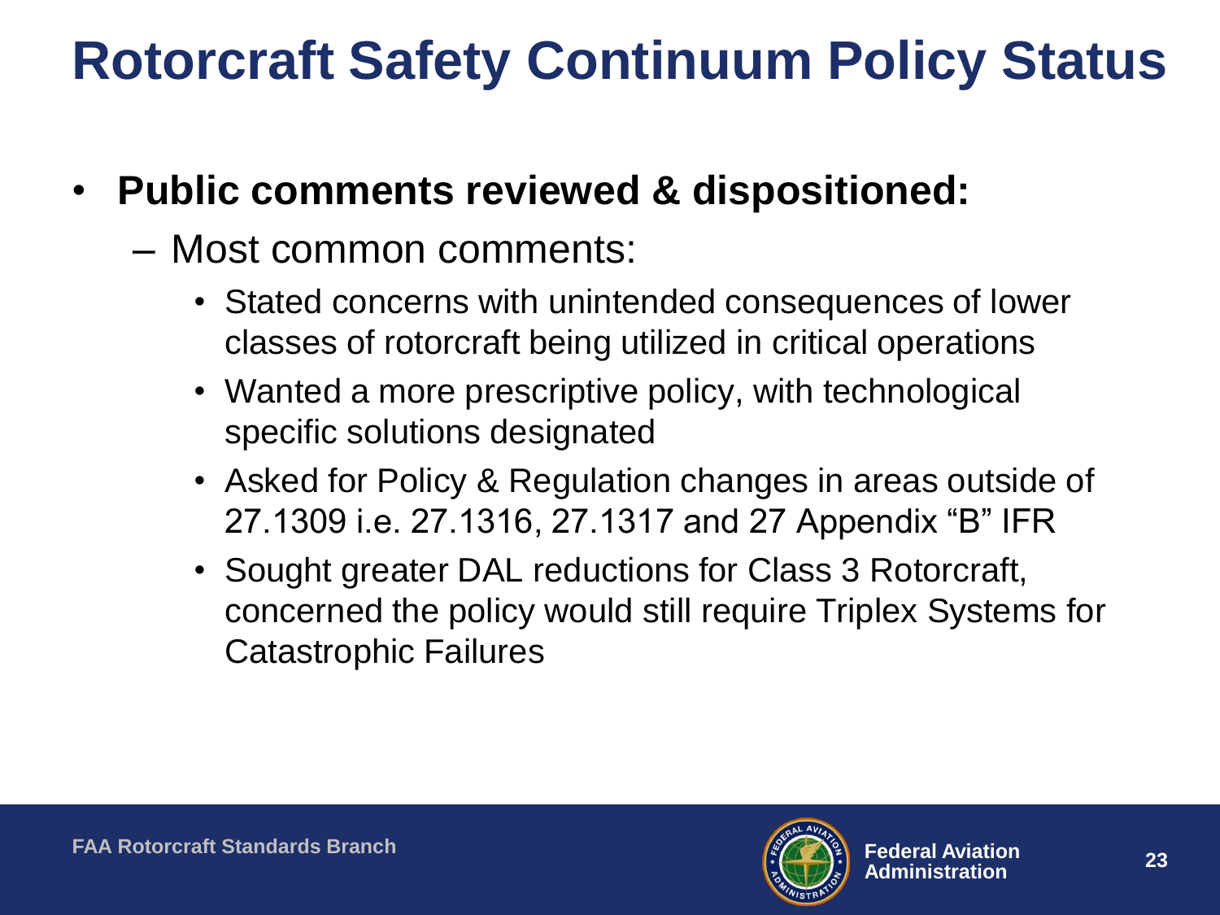# Rotorcraft Safety Continuum Policy Status

- **Public comments reviewed & dispositioned:**
  - Most common comments:
    - Stated concerns with unintended consequences of lower classes of rotorcraft being utilized in critical operations
    - Wanted a more prescriptive policy, with technological specific solutions designated
    - Asked for Policy & Regulation changes in areas outside of 27.1309 i.e. 27.1316, 27.1317 and 27 Appendix "B" IFR
    - Sought greater DAL reductions for Class 3 Rotorcraft, concerned the policy would still require Triplex Systems for Catastrophic Failures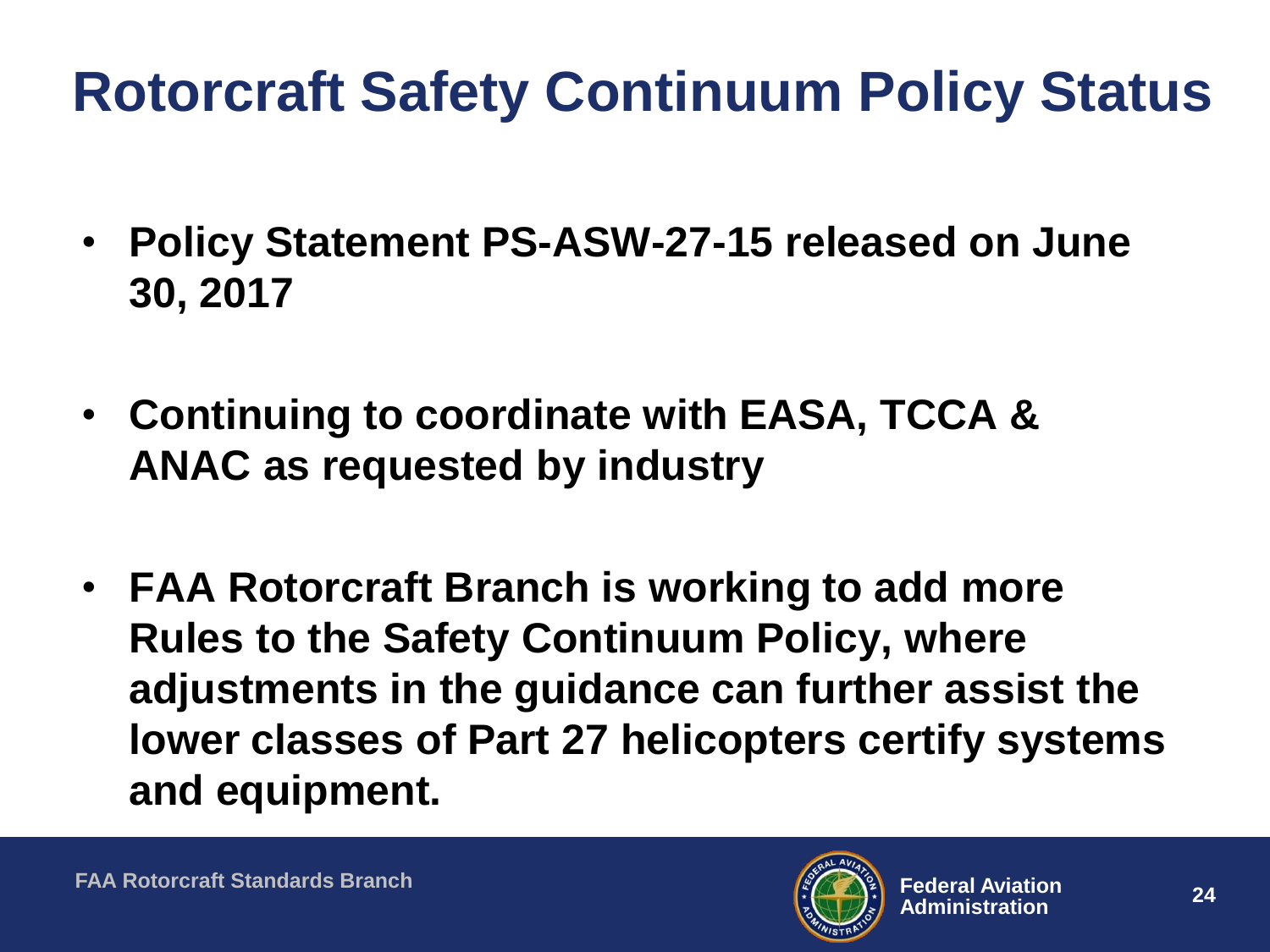# Rotorcraft Safety Continuum Policy Status

- **Policy Statement PS-ASW-27-15 released on June 30, 2017**
- **Continuing to coordinate with EASA, TCCA & ANAC as requested by industry**
- **FAA Rotorcraft Branch is working to add more Rules to the Safety Continuum Policy, where adjustments in the guidance can further assist the lower classes of Part 27 helicopters certify systems and equipment.**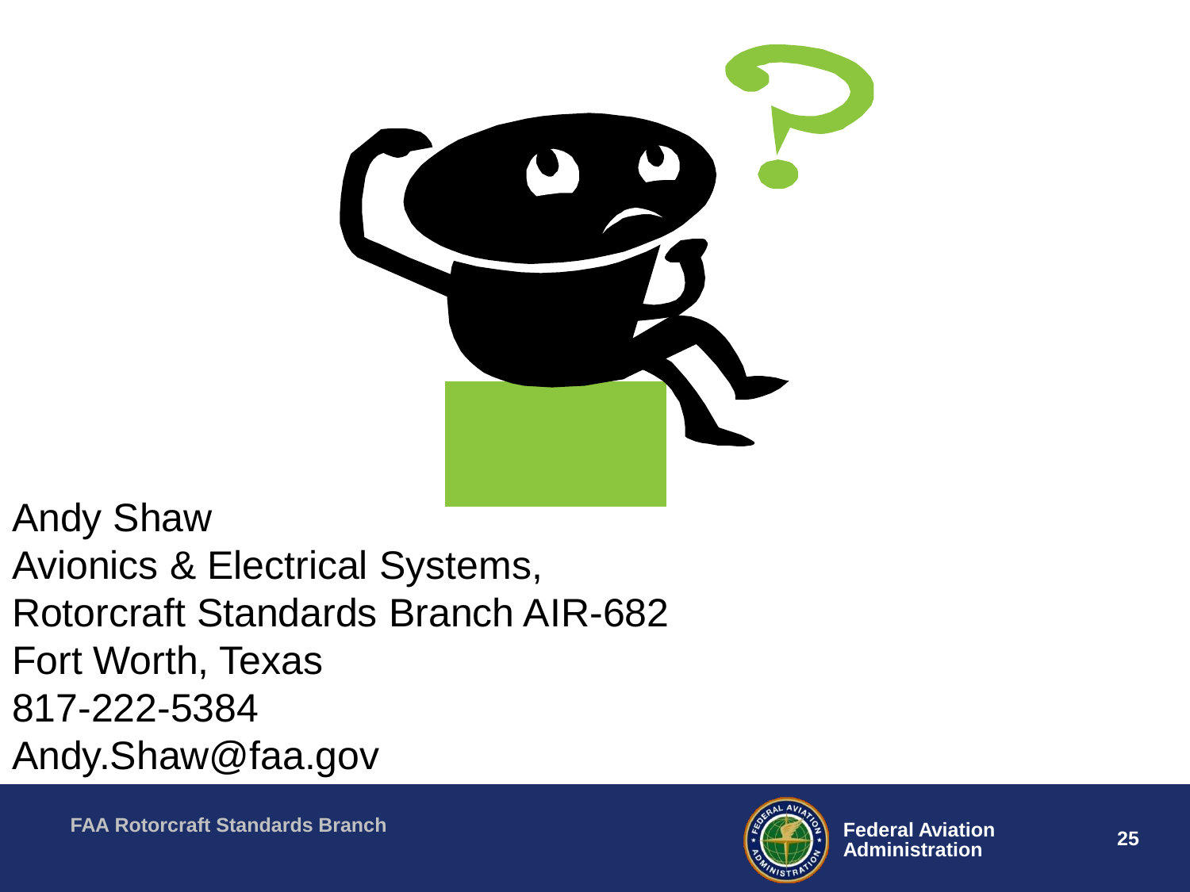Andy Shaw
Avionics & Electrical Systems,
Rotorcraft Standards Branch AIR-682
Fort Worth, Texas
817-222-5384
Andy.Shaw@faa.gov